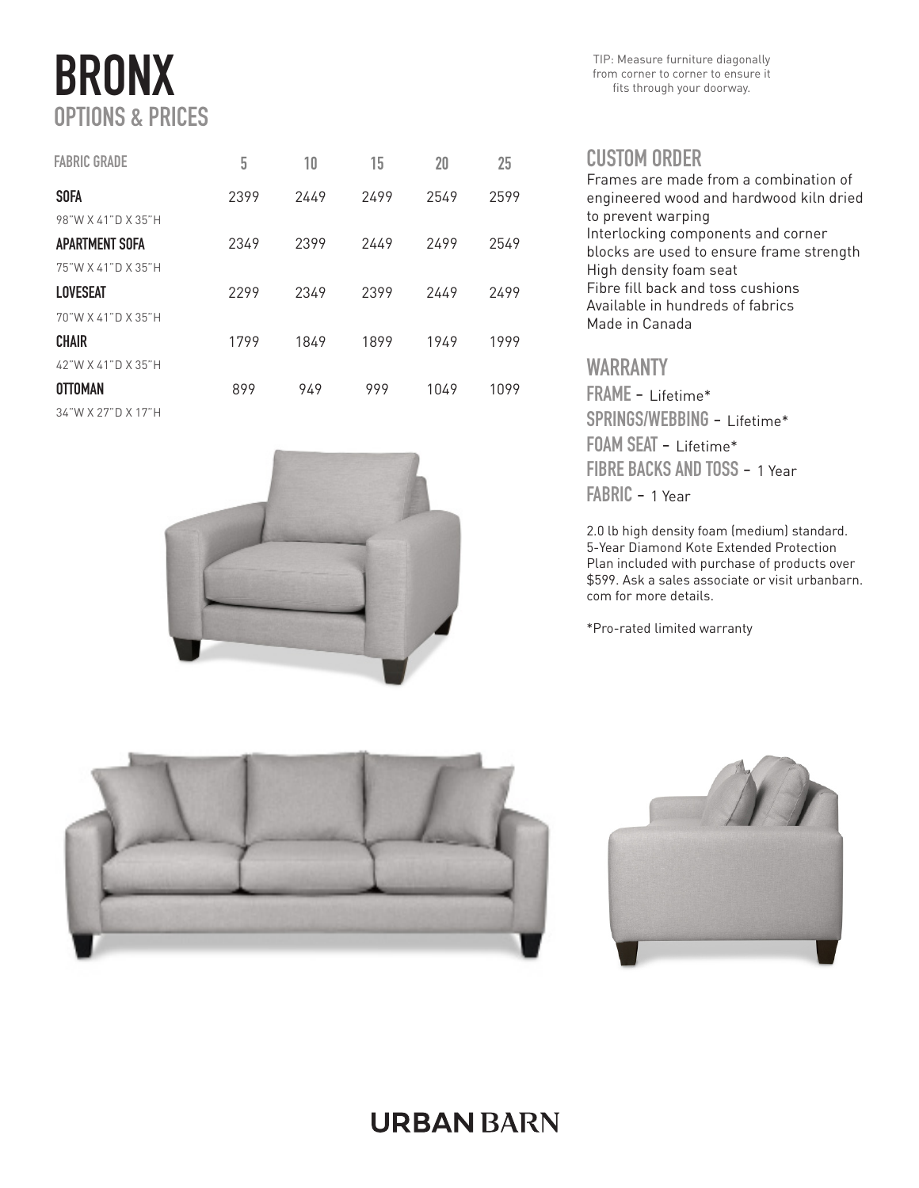# BRONX
## OPTIONS & PRICES

TIP: Measure furniture diagonally from corner to corner to ensure it fits through your doorway.

| FABRIC GRADE | 5 | 10 | 15 | 20 | 25 |
|---|---|---|---|---|---|
| **SOFA**<br>98"W X 41"D X 35"H | 2399 | 2449 | 2499 | 2549 | 2599 |
| **APARTMENT SOFA**<br>75"W X 41"D X 35"H | 2349 | 2399 | 2449 | 2499 | 2549 |
| **LOVESEAT**<br>70"W X 41"D X 35"H | 2299 | 2349 | 2399 | 2449 | 2499 |
| **CHAIR**<br>42"W X 41"D X 35"H | 1799 | 1849 | 1899 | 1949 | 1999 |
| **OTTOMAN**<br>34"W X 27"D X 17"H | 899 | 949 | 999 | 1049 | 1099 |

## CUSTOM ORDER

Frames are made from a combination of engineered wood and hardwood kiln dried to prevent warping
Interlocking components and corner blocks are used to ensure frame strength
High density foam seat
Fibre fill back and toss cushions
Available in hundreds of fabrics
Made in Canada

## WARRANTY

**FRAME** - Lifetime*
**SPRINGS/WEBBING** - Lifetime*
**FOAM SEAT** - Lifetime*
**FIBRE BACKS AND TOSS** - 1 Year
**FABRIC** - 1 Year

2.0 lb high density foam (medium) standard. 5-Year Diamond Kote Extended Protection Plan included with purchase of products over $599. Ask a sales associate or visit urbanbarn.com for more details.

*Pro-rated limited warranty

URBAN BARN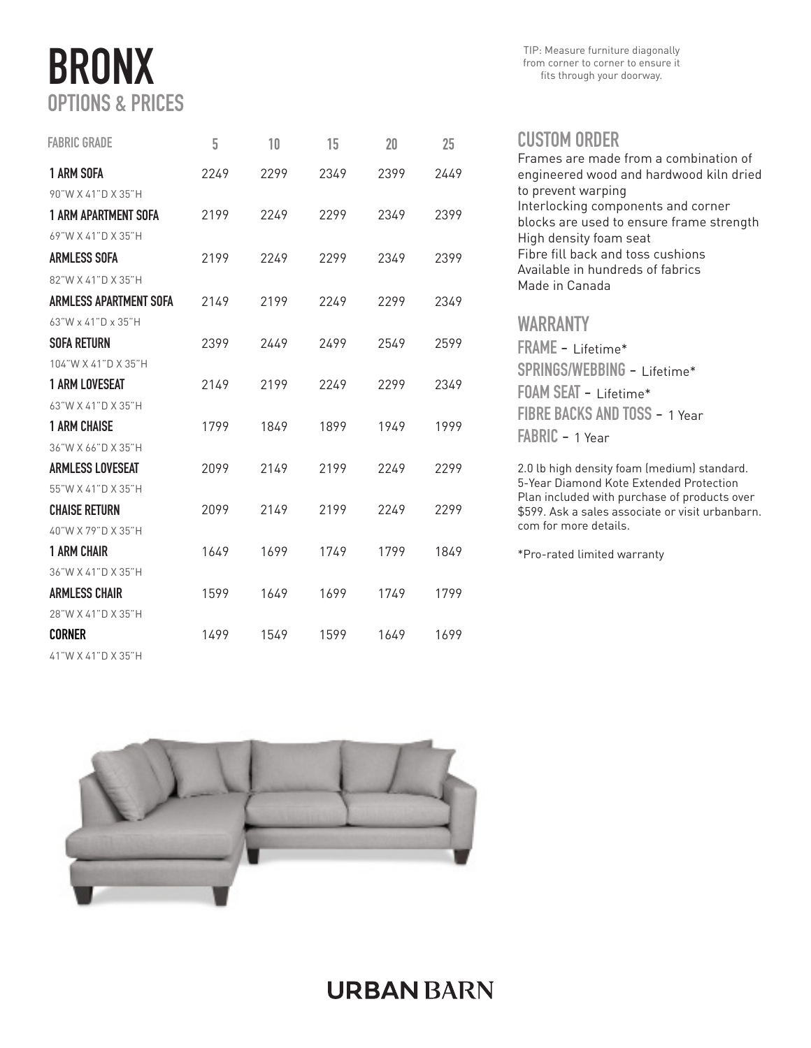# BRONX
## OPTIONS & PRICES

TIP: Measure furniture diagonally from corner to corner to ensure it fits through your doorway.

| FABRIC GRADE | 5 | 10 | 15 | 20 | 25 |
|---|---|---|---|---|---|
| **1 ARM SOFA**<br>90"W X 41"D X 35"H | 2249 | 2299 | 2349 | 2399 | 2449 |
| **1 ARM APARTMENT SOFA**<br>69"W X 41"D X 35"H | 2199 | 2249 | 2299 | 2349 | 2399 |
| **ARMLESS SOFA**<br>82"W X 41"D X 35"H | 2199 | 2249 | 2299 | 2349 | 2399 |
| **ARMLESS APARTMENT SOFA**<br>63"W x 41"D x 35"H | 2149 | 2199 | 2249 | 2299 | 2349 |
| **SOFA RETURN**<br>104"W X 41"D X 35"H | 2399 | 2449 | 2499 | 2549 | 2599 |
| **1 ARM LOVESEAT**<br>63"W X 41"D X 35"H | 2149 | 2199 | 2249 | 2299 | 2349 |
| **1 ARM CHAISE**<br>36"W X 66"D X 35"H | 1799 | 1849 | 1899 | 1949 | 1999 |
| **ARMLESS LOVESEAT**<br>55"W X 41"D X 35"H | 2099 | 2149 | 2199 | 2249 | 2299 |
| **CHAISE RETURN**<br>40"W X 79"D X 35"H | 2099 | 2149 | 2199 | 2249 | 2299 |
| **1 ARM CHAIR**<br>36"W X 41"D X 35"H | 1649 | 1699 | 1749 | 1799 | 1849 |
| **ARMLESS CHAIR**<br>28"W X 41"D X 35"H | 1599 | 1649 | 1699 | 1749 | 1799 |
| **CORNER**<br>41"W X 41"D X 35"H | 1499 | 1549 | 1599 | 1649 | 1699 |

## CUSTOM ORDER

Frames are made from a combination of engineered wood and hardwood kiln dried to prevent warping
Interlocking components and corner blocks are used to ensure frame strength
High density foam seat
Fibre fill back and toss cushions
Available in hundreds of fabrics
Made in Canada

## WARRANTY

**FRAME** - Lifetime*
**SPRINGS/WEBBING** - Lifetime*
**FOAM SEAT** - Lifetime*
**FIBRE BACKS AND TOSS** - 1 Year
**FABRIC** - 1 Year

2.0 lb high density foam (medium) standard.
5-Year Diamond Kote Extended Protection Plan included with purchase of products over $599. Ask a sales associate or visit urbanbarn.com for more details.

*Pro-rated limited warranty

URBAN BARN